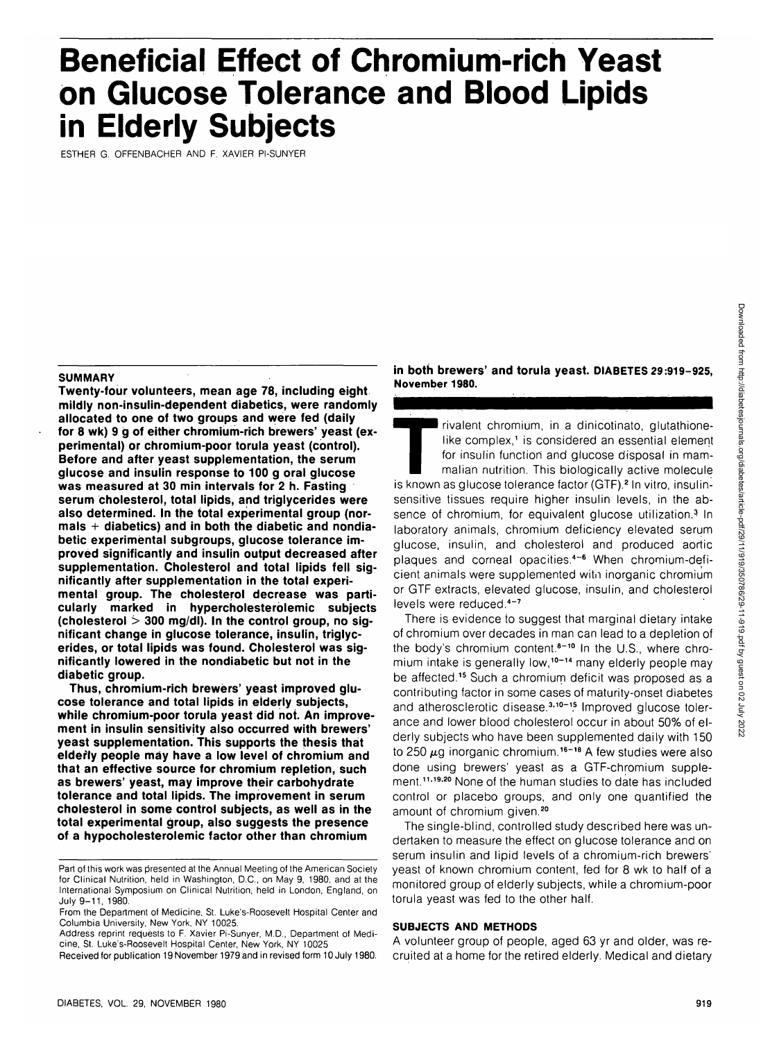# Beneficial Effect of Chromium-rich Yeast on Glucose Tolerance and Blood Lipids in Elderly Subjects

ESTHER G. OFFENBACHER AND F. XAVIER PI-SUNYER

**SUMMARY**

**Twenty-four volunteers, mean age 78, including eight mildly non-insulin-dependent diabetics, were randomly allocated to one of two groups and were fed (daily for 8 wk) 9 g of either chromium-rich brewers' yeast (experimental) or chromium-poor torula yeast (control). Before and after yeast supplementation, the serum glucose and insulin response to 100 g oral glucose was measured at 30 min intervals for 2 h. Fasting serum cholesterol, total lipids, and triglycerides were also determined. In the total experimental group (normals + diabetics) and in both the diabetic and nondiabetic experimental subgroups, glucose tolerance improved significantly and insulin output decreased after supplementation. Cholesterol and total lipids fell significantly after supplementation in the total experimental group. The cholesterol decrease was particularly marked in hypercholesterolemic subjects (cholesterol > 300 mg/dl). In the control group, no significant change in glucose tolerance, insulin, triglycerides, or total lipids was found. Cholesterol was significantly lowered in the nondiabetic but not in the diabetic group.**

**Thus, chromium-rich brewers' yeast improved glucose tolerance and total lipids in elderly subjects, while chromium-poor torula yeast did not. An improvement in insulin sensitivity also occurred with brewers' yeast supplementation. This supports the thesis that elderly people may have a low level of chromium and that an effective source for chromium repletion, such as brewers' yeast, may improve their carbohydrate tolerance and total lipids. The improvement in serum cholesterol in some control subjects, as well as in the total experimental group, also suggests the presence of a hypocholesterolemic factor other than chromium in both brewers' and torula yeast.** DIABETES 29:919–925, November 1980.

Part of this work was presented at the Annual Meeting of the American Society for Clinical Nutrition, held in Washington, D.C., on May 9, 1980, and at the International Symposium on Clinical Nutrition, held in London, England, on July 9–11, 1980.

From the Department of Medicine, St. Luke's-Roosevelt Hospital Center and Columbia University, New York, NY 10025.

Address reprint requests to F. Xavier Pi-Sunyer, M.D., Department of Medicine, St. Luke's-Roosevelt Hospital Center, New York, NY 10025

Received for publication 19 November 1979 and in revised form 10 July 1980.

Trivalent chromium, in a dinicotinato, glutathione-like complex,[1] is considered an essential element for insulin function and glucose disposal in mammalian nutrition. This biologically active molecule is known as glucose tolerance factor (GTF).[2] In vitro, insulin-sensitive tissues require higher insulin levels, in the absence of chromium, for equivalent glucose utilization.[3] In laboratory animals, chromium deficiency elevated serum glucose, insulin, and cholesterol and produced aortic plaques and corneal opacities.[4–6] When chromium-deficient animals were supplemented with inorganic chromium or GTF extracts, elevated glucose, insulin, and cholesterol levels were reduced.[4–7]

There is evidence to suggest that marginal dietary intake of chromium over decades in man can lead to a depletion of the body's chromium content.[8–10] In the U.S., where chromium intake is generally low,[10–14] many elderly people may be affected.[15] Such a chromium deficit was proposed as a contributing factor in some cases of maturity-onset diabetes and atherosclerotic disease.[3,10–15] Improved glucose tolerance and lower blood cholesterol occur in about 50% of elderly subjects who have been supplemented daily with 150 to 250 $\mu$g inorganic chromium.[16–18] A few studies were also done using brewers' yeast as a GTF-chromium supplement.[11,19,20] None of the human studies to date has included control or placebo groups, and only one quantified the amount of chromium given.[20]

The single-blind, controlled study described here was undertaken to measure the effect on glucose tolerance and on serum insulin and lipid levels of a chromium-rich brewers' yeast of known chromium content, fed for 8 wk to half of a monitored group of elderly subjects, while a chromium-poor torula yeast was fed to the other half.

## SUBJECTS AND METHODS

A volunteer group of people, aged 63 yr and older, was recruited at a home for the retired elderly. Medical and dietary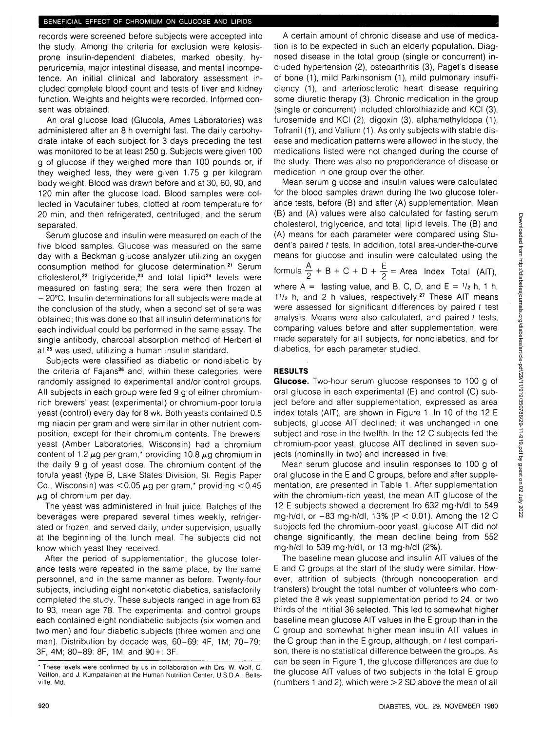records were screened before subjects were accepted into the study. Among the criteria for exclusion were ketosis-prone insulin-dependent diabetes, marked obesity, hyperuricemia, major intestinal disease, and mental incompetence. An initial clinical and laboratory assessment included complete blood count and tests of liver and kidney function. Weights and heights were recorded. Informed consent was obtained.

An oral glucose load (Glucola, Ames Laboratories) was administered after an 8 h overnight fast. The daily carbohydrate intake of each subject for 3 days preceding the test was monitored to be at least 250 g. Subjects were given 100 g of glucose if they weighed more than 100 pounds or, if they weighed less, they were given 1.75 g per kilogram body weight. Blood was drawn before and at 30, 60, 90, and 120 min after the glucose load. Blood samples were collected in Vacutainer tubes, clotted at room temperature for 20 min, and then refrigerated, centrifuged, and the serum separated.

Serum glucose and insulin were measured on each of the five blood samples. Glucose was measured on the same day with a Beckman glucose analyzer utilizing an oxygen consumption method for glucose determination.[21] Serum cholesterol,[22] triglyceride,[23] and total lipid[24] levels were measured on fasting sera; the sera were then frozen at −20°C. Insulin determinations for all subjects were made at the conclusion of the study, when a second set of sera was obtained; this was done so that all insulin determinations for each individual could be performed in the same assay. The single antibody, charcoal absorption method of Herbert et al.[25] was used, utilizing a human insulin standard.

Subjects were classified as diabetic or nondiabetic by the criteria of Fajans[26] and, within these categories, were randomly assigned to experimental and/or control groups. All subjects in each group were fed 9 g of either chromium-rich brewers' yeast (experimental) or chromium-poor torula yeast (control) every day for 8 wk. Both yeasts contained 0.5 mg niacin per gram and were similar in other nutrient composition, except for their chromium contents. The brewers' yeast (Amber Laboratories, Wisconsin) had a chromium content of 1.2 μg per gram,* providing 10.8 μg chromium in the daily 9 g of yeast dose. The chromium content of the torula yeast (type B, Lake States Division, St. Regis Paper Co., Wisconsin) was <0.05 μg per gram,* providing <0.45 μg of chromium per day.

The yeast was administered in fruit juice. Batches of the beverages were prepared several times weekly, refrigerated or frozen, and served daily, under supervision, usually at the beginning of the lunch meal. The subjects did not know which yeast they received.

After the period of supplementation, the glucose tolerance tests were repeated in the same place, by the same personnel, and in the same manner as before. Twenty-four subjects, including eight nonketotic diabetics, satisfactorily completed the study. These subjects ranged in age from 63 to 93, mean age 78. The experimental and control groups each contained eight nondiabetic subjects (six women and two men) and four diabetic subjects (three women and one man). Distribution by decade was, 60–69: 4F, 1M; 70–79: 3F, 4M; 80–89: 8F, 1M; and 90+: 3F.

\* These levels were confirmed by us in collaboration with Drs. W. Wolf, C. Veillon, and J. Kumpalainen at the Human Nutrition Center, U.S.D.A., Beltsville, Md.

A certain amount of chronic disease and use of medication is to be expected in such an elderly population. Diagnosed disease in the total group (single or concurrent) included hypertension (2), osteoarthritis (3), Paget's disease of bone (1), mild Parkinsonism (1), mild pulmonary insufficiency (1), and arteriosclerotic heart disease requiring some diuretic therapy (3). Chronic medication in the group (single or concurrent) included chlorothiazide and KCl (3), furosemide and KCl (2), digoxin (3), alphamethyldopa (1), Tofranil (1), and Valium (1). As only subjects with stable disease and medication patterns were allowed in the study, the medications listed were not changed during the course of the study. There was also no preponderance of disease or medication in one group over the other.

Mean serum glucose and insulin values were calculated for the blood samples drawn during the two glucose tolerance tests, before (B) and after (A) supplementation. Mean (B) and (A) values were also calculated for fasting serum cholesterol, triglyceride, and total lipid levels. The (B) and (A) means for each parameter were compared using Student's paired $t$ tests. In addition, total area-under-the-curve means for glucose and insulin were calculated using the formula $\frac{A}{2} + B + C + D + \frac{E}{2}$ = Area Index Total (AIT), where A = fasting value, and B, C, D, and E = ½ h, 1 h, 1½ h, and 2 h values, respectively.[27] These AIT means were assessed for significant differences by paired $t$ test analysis. Means were also calculated, and paired $t$ tests, comparing values before and after supplementation, were made separately for all subjects, for nondiabetics, and for diabetics, for each parameter studied.

## RESULTS

**Glucose.** Two-hour serum glucose responses to 100 g of oral glucose in each experimental (E) and control (C) subject before and after supplementation, expressed as area index totals (AIT), are shown in Figure 1. In 10 of the 12 E subjects, glucose AIT declined; it was unchanged in one subject and rose in the twelfth. In the 12 C subjects fed the chromium-poor yeast, glucose AIT declined in seven subjects (nominally in two) and increased in five.

Mean serum glucose and insulin responses to 100 g of oral glucose in the E and C groups, before and after supplementation, are presented in Table 1. After supplementation with the chromium-rich yeast, the mean AIT glucose of the 12 E subjects showed a decrement fro 632 mg·h/dl to 549 mg·h/dl, or −83 mg·h/dl, 13% ($P < 0.01$). Among the 12 C subjects fed the chromium-poor yeast, glucose AIT did not change significantly, the mean decline being from 552 mg·h/dl to 539 mg·h/dl, or 13 mg·h/dl (2%).

The baseline mean glucose and insulin AIT values of the E and C groups at the start of the study were similar. However, attrition of subjects (through noncooperation and transfers) brought the total number of volunteers who completed the 8 wk yeast supplementation period to 24, or two thirds of the intitial 36 selected. This led to somewhat higher baseline mean glucose AIT values in the E group than in the C group and somewhat higher mean insulin AIT values in the C group than in the E group, although, on $t$ test comparison, there is no statistical difference between the groups. As can be seen in Figure 1, the glucose differences are due to the glucose AIT values of two subjects in the total E group (numbers 1 and 2), which were >2 SD above the mean of all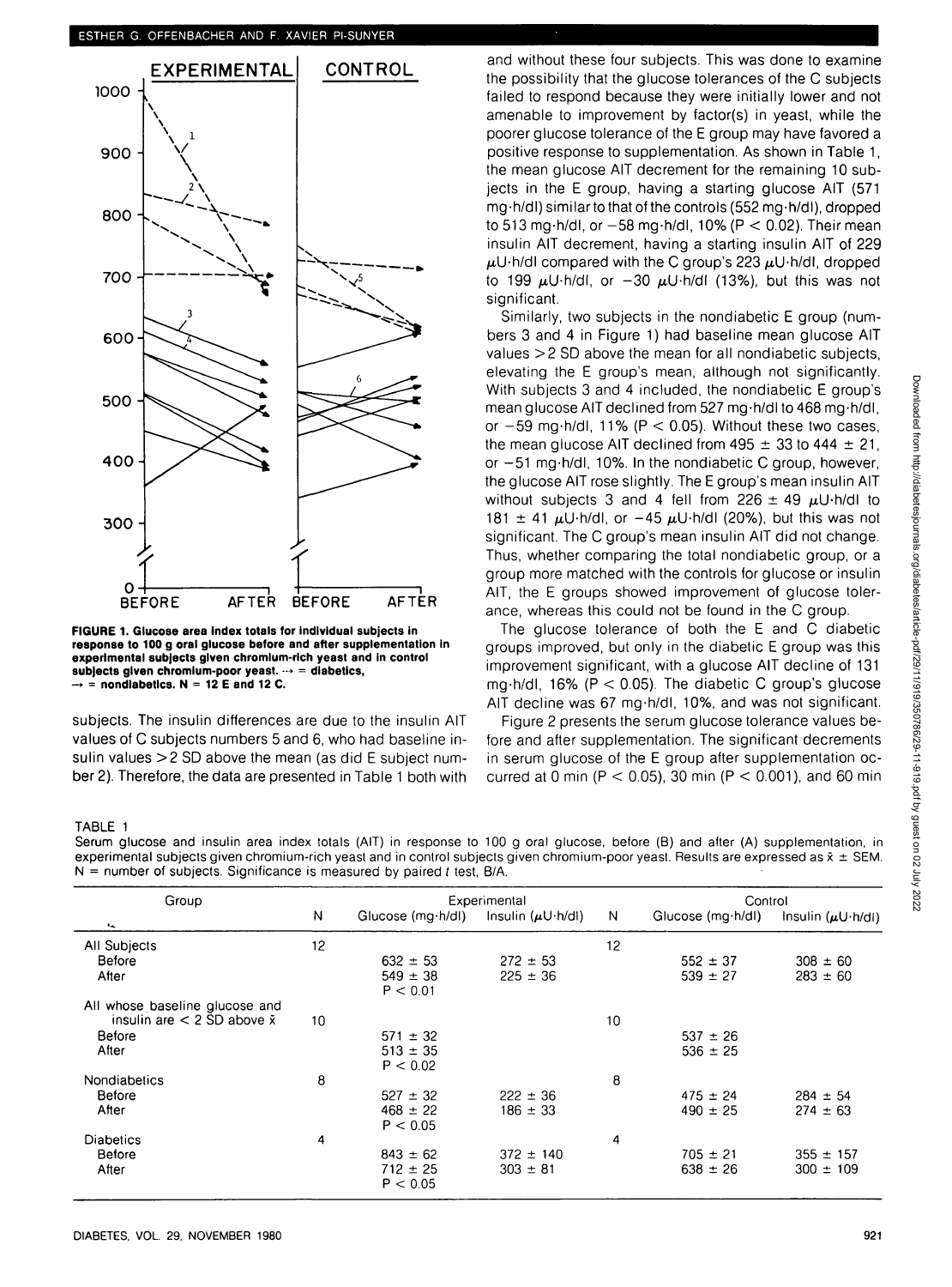FIGURE 1. Glucose area index totals for individual subjects in response to 100 g oral glucose before and after supplementation in experimental subjects given chromium-rich yeast and in control subjects given chromium-poor yeast. ⇢ = diabetics, → = nondiabetics. N = 12 E and 12 C.

subjects. The insulin differences are due to the insulin AIT values of C subjects numbers 5 and 6, who had baseline insulin values >2 SD above the mean (as did E subject number 2). Therefore, the data are presented in Table 1 both with and without these four subjects. This was done to examine the possibility that the glucose tolerances of the C subjects failed to respond because they were initially lower and not amenable to improvement by factor(s) in yeast, while the poorer glucose tolerance of the E group may have favored a positive response to supplementation. As shown in Table 1, the mean glucose AIT decrement for the remaining 10 subjects in the E group, having a starting glucose AIT (571 mg·h/dl) similar to that of the controls (552 mg·h/dl), dropped to 513 mg·h/dl, or −58 mg·h/dl, 10% ($P < 0.02$). Their mean insulin AIT decrement, having a starting insulin AIT of 229 μU·h/dl compared with the C group's 223 μU·h/dl, dropped to 199 μU·h/dl, or −30 μU·h/dl (13%), but this was not significant.

Similarly, two subjects in the nondiabetic E group (numbers 3 and 4 in Figure 1) had baseline mean glucose AIT values >2 SD above the mean for all nondiabetic subjects, elevating the E group's mean, although not significantly. With subjects 3 and 4 included, the nondiabetic E group's mean glucose AIT declined from 527 mg·h/dl to 468 mg·h/dl, or −59 mg·h/dl, 11% ($P < 0.05$). Without these two cases, the mean glucose AIT declined from 495 ± 33 to 444 ± 21, or −51 mg·h/dl, 10%. In the nondiabetic C group, however, the glucose AIT rose slightly. The E group's mean insulin AIT without subjects 3 and 4 fell from 226 ± 49 μU·h/dl to 181 ± 41 μU·h/dl, or −45 μU·h/dl (20%), but this was not significant. The C group's mean insulin AIT did not change. Thus, whether comparing the total nondiabetic group, or a group more matched with the controls for glucose or insulin AIT, the E groups showed improvement of glucose tolerance, whereas this could not be found in the C group.

The glucose tolerance of both the E and C diabetic groups improved, but only in the diabetic E group was this improvement significant, with a glucose AIT decline of 131 mg·h/dl, 16% ($P < 0.05$). The diabetic C group's glucose AIT decline was 67 mg·h/dl, 10%, and was not significant.

Figure 2 presents the serum glucose tolerance values before and after supplementation. The significant decrements in serum glucose of the E group after supplementation occurred at 0 min ($P < 0.05$), 30 min ($P < 0.001$), and 60 min

TABLE 1

Serum glucose and insulin area index totals (AIT) in response to 100 g oral glucose, before (B) and after (A) supplementation, in experimental subjects given chromium-rich yeast and in control subjects given chromium-poor yeast. Results are expressed as $\bar{x}$ ± SEM. N = number of subjects. Significance is measured by paired t test, B/A.

| Group | Experimental | | | Control | | |
|---|---|---|---|---|---|---|
| | N | Glucose (mg·h/dl) | Insulin (μU·h/dl) | N | Glucose (mg·h/dl) | Insulin (μU·h/dl) |
| All Subjects | 12 | | | 12 | | |
| Before | | 632 ± 53 | 272 ± 53 | | 552 ± 37 | 308 ± 60 |
| After | | 549 ± 38<br>$P < 0.01$ | 225 ± 36 | | 539 ± 27 | 283 ± 60 |
| All whose baseline glucose and insulin are < 2 SD above $\bar{x}$ | 10 | | | 10 | | |
| Before | | 571 ± 32 | | | 537 ± 26 | |
| After | | 513 ± 35<br>$P < 0.02$ | | | 536 ± 25 | |
| Nondiabetics | 8 | | | 8 | | |
| Before | | 527 ± 32 | 222 ± 36 | | 475 ± 24 | 284 ± 54 |
| After | | 468 ± 22<br>$P < 0.05$ | 186 ± 33 | | 490 ± 25 | 274 ± 63 |
| Diabetics | 4 | | | 4 | | |
| Before | | 843 ± 62 | 372 ± 140 | | 705 ± 21 | 355 ± 157 |
| After | | 712 ± 25<br>$P < 0.05$ | 303 ± 81 | | 638 ± 26 | 300 ± 109 |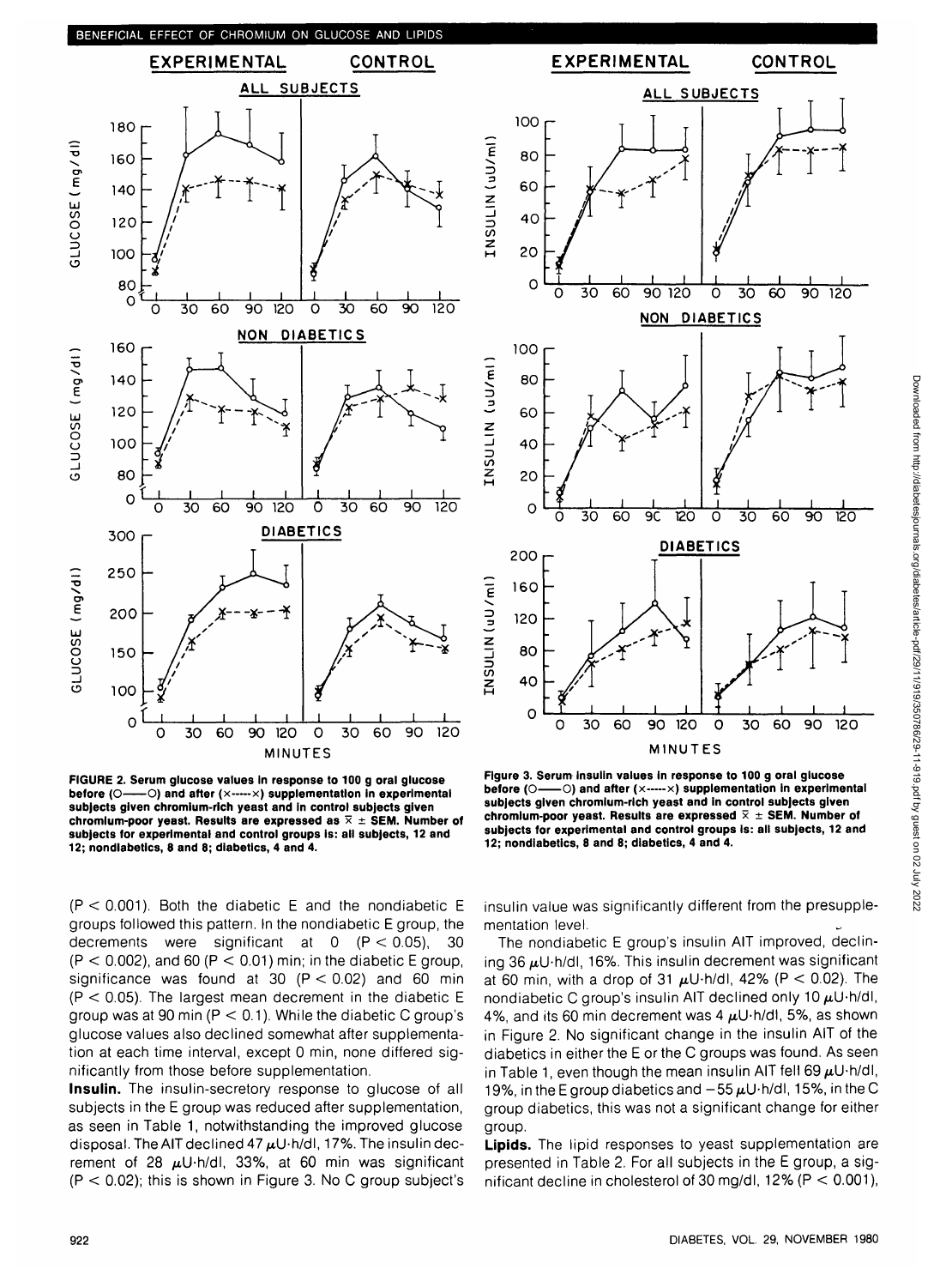FIGURE 2. Serum glucose values in response to 100 g oral glucose before (O——O) and after (×-----×) supplementation in experimental subjects given chromium-rich yeast and in control subjects given chromium-poor yeast. Results are expressed as $\bar{x} \pm$ SEM. Number of subjects for experimental and control groups is: all subjects, 12 and 12; nondiabetics, 8 and 8; diabetics, 4 and 4.

Figure 3. Serum insulin values in response to 100 g oral glucose before (O——O) and after (×-----×) supplementation in experimental subjects given chromium-rich yeast and in control subjects given chromium-poor yeast. Results are expressed $\bar{x} \pm$ SEM. Number of subjects for experimental and control groups is: all subjects, 12 and 12; nondiabetics, 8 and 8; diabetics, 4 and 4.

($P < 0.001$). Both the diabetic E and the nondiabetic E groups followed this pattern. In the nondiabetic E group, the decrements were significant at 0 ($P < 0.05$), 30 ($P < 0.002$), and 60 ($P < 0.01$) min; in the diabetic E group, significance was found at 30 ($P < 0.02$) and 60 min ($P < 0.05$). The largest mean decrement in the diabetic E group was at 90 min ($P < 0.1$). While the diabetic C group's glucose values also declined somewhat after supplementation at each time interval, except 0 min, none differed significantly from those before supplementation.

**Insulin.** The insulin-secretory response to glucose of all subjects in the E group was reduced after supplementation, as seen in Table 1, notwithstanding the improved glucose disposal. The AIT declined 47 $\mu$U·h/dl, 17%. The insulin decrement of 28 $\mu$U·h/dl, 33%, at 60 min was significant ($P < 0.02$); this is shown in Figure 3. No C group subject's insulin value was significantly different from the presupplementation level.

The nondiabetic E group's insulin AIT improved, declining 36 $\mu$U·h/dl, 16%. This insulin decrement was significant at 60 min, with a drop of 31 $\mu$U·h/dl, 42% ($P < 0.02$). The nondiabetic C group's insulin AIT declined only 10 $\mu$U·h/dl, 4%, and its 60 min decrement was 4 $\mu$U·h/dl, 5%, as shown in Figure 2. No significant change in the insulin AIT of the diabetics in either the E or the C groups was found. As seen in Table 1, even though the mean insulin AIT fell 69 $\mu$U·h/dl, 19%, in the E group diabetics and $-55$ $\mu$U·h/dl, 15%, in the C group diabetics, this was not a significant change for either group.

**Lipids.** The lipid responses to yeast supplementation are presented in Table 2. For all subjects in the E group, a significant decline in cholesterol of 30 mg/dl, 12% ($P < 0.001$),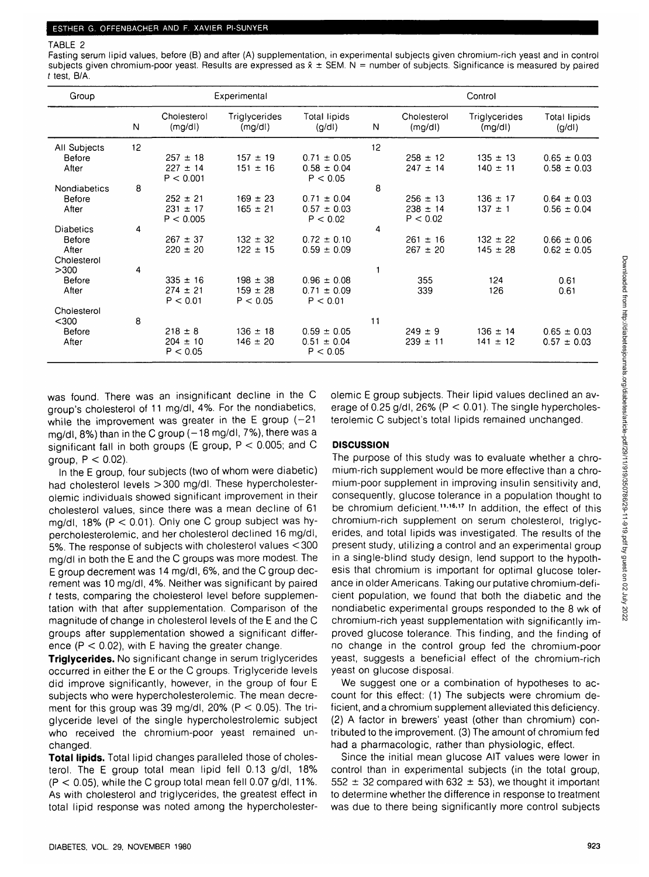TABLE 2

Fasting serum lipid values, before (B) and after (A) supplementation, in experimental subjects given chromium-rich yeast and in control subjects given chromium-poor yeast. Results are expressed as $\bar{x} \pm$ SEM. N = number of subjects. Significance is measured by paired $t$ test, B/A.

| Group | Experimental | | | | Control | | | |
|---|---|---|---|---|---|---|---|---|
| | N | Cholesterol (mg/dl) | Triglycerides (mg/dl) | Total lipids (g/dl) | N | Cholesterol (mg/dl) | Triglycerides (mg/dl) | Total lipids (g/dl) |
| All Subjects | 12 | | | | 12 | | | |
| Before | | 257 ± 18 | 157 ± 19 | 0.71 ± 0.05 | | 258 ± 12 | 135 ± 13 | 0.65 ± 0.03 |
| After | | 227 ± 14 | 151 ± 16 | 0.58 ± 0.04 | | 247 ± 14 | 140 ± 11 | 0.58 ± 0.03 |
| | | P < 0.001 | | P < 0.05 | | | | |
| Nondiabetics | 8 | | | | 8 | | | |
| Before | | 252 ± 21 | 169 ± 23 | 0.71 ± 0.04 | | 256 ± 13 | 136 ± 17 | 0.64 ± 0.03 |
| After | | 231 ± 17 | 165 ± 21 | 0.57 ± 0.03 | | 238 ± 14 | 137 ± 1 | 0.56 ± 0.04 |
| | | P < 0.005 | | P < 0.02 | | P < 0.02 | | |
| Diabetics | 4 | | | | 4 | | | |
| Before | | 267 ± 37 | 132 ± 32 | 0.72 ± 0.10 | | 261 ± 16 | 132 ± 22 | 0.66 ± 0.06 |
| After | | 220 ± 20 | 122 ± 15 | 0.59 ± 0.09 | | 267 ± 20 | 145 ± 28 | 0.62 ± 0.05 |
| Cholesterol >300 | 4 | | | | 1 | | | |
| Before | | 335 ± 16 | 198 ± 38 | 0.96 ± 0.08 | | 355 | 124 | 0.61 |
| After | | 274 ± 21 | 159 ± 28 | 0.71 ± 0.09 | | 339 | 126 | 0.61 |
| | | P < 0.01 | P < 0.05 | P < 0.01 | | | | |
| Cholesterol <300 | 8 | | | | 11 | | | |
| Before | | 218 ± 8 | 136 ± 18 | 0.59 ± 0.05 | | 249 ± 9 | 136 ± 14 | 0.65 ± 0.03 |
| After | | 204 ± 10 | 146 ± 20 | 0.51 ± 0.04 | | 239 ± 11 | 141 ± 12 | 0.57 ± 0.03 |
| | | P < 0.05 | | P < 0.05 | | | | |

was found. There was an insignificant decline in the C group's cholesterol of 11 mg/dl, 4%. For the nondiabetics, while the improvement was greater in the E group (−21 mg/dl, 8%) than in the C group (−18 mg/dl, 7%), there was a significant fall in both groups (E group, $P < 0.005$; and C group, $P < 0.02$).

In the E group, four subjects (two of whom were diabetic) had cholesterol levels >300 mg/dl. These hypercholesterolemic individuals showed significant improvement in their cholesterol values, since there was a mean decline of 61 mg/dl, 18% ($P < 0.01$). Only one C group subject was hypercholesterolemic, and her cholesterol declined 16 mg/dl, 5%. The response of subjects with cholesterol values <300 mg/dl in both the E and the C groups was more modest. The E group decrement was 14 mg/dl, 6%, and the C group decrement was 10 mg/dl, 4%. Neither was significant by paired $t$ tests, comparing the cholesterol level before supplementation with that after supplementation. Comparison of the magnitude of change in cholesterol levels of the E and the C groups after supplementation showed a significant difference ($P < 0.02$), with E having the greater change.

**Triglycerides.** No significant change in serum triglycerides occurred in either the E or the C groups. Triglyceride levels did improve significantly, however, in the group of four E subjects who were hypercholesterolemic. The mean decrement for this group was 39 mg/dl, 20% ($P < 0.05$). The triglyceride level of the single hypercholestrolemic subject who received the chromium-poor yeast remained unchanged.

**Total lipids.** Total lipid changes paralleled those of cholesterol. The E group total mean lipid fell 0.13 g/dl, 18% ($P < 0.05$), while the C group total mean fell 0.07 g/dl, 11%. As with cholesterol and triglycerides, the greatest effect in total lipid response was noted among the hypercholesterolemic E group subjects. Their lipid values declined an average of 0.25 g/dl, 26% ($P < 0.01$). The single hypercholesterolemic C subject's total lipids remained unchanged.

## DISCUSSION

The purpose of this study was to evaluate whether a chromium-rich supplement would be more effective than a chromium-poor supplement in improving insulin sensitivity and, consequently, glucose tolerance in a population thought to be chromium deficient.[11,16,17] In addition, the effect of this chromium-rich supplement on serum cholesterol, triglycerides, and total lipids was investigated. The results of the present study, utilizing a control and an experimental group in a single-blind study design, lend support to the hypothesis that chromium is important for optimal glucose tolerance in older Americans. Taking our putative chromium-deficient population, we found that both the diabetic and the nondiabetic experimental groups responded to the 8 wk of chromium-rich yeast supplementation with significantly improved glucose tolerance. This finding, and the finding of no change in the control group fed the chromium-poor yeast, suggests a beneficial effect of the chromium-rich yeast on glucose disposal.

We suggest one or a combination of hypotheses to account for this effect: (1) The subjects were chromium deficient, and a chromium supplement alleviated this deficiency. (2) A factor in brewers' yeast (other than chromium) contributed to the improvement. (3) The amount of chromium fed had a pharmacologic, rather than physiologic, effect.

Since the initial mean glucose AIT values were lower in control than in experimental subjects (in the total group, 552 ± 32 compared with 632 ± 53), we thought it important to determine whether the difference in response to treatment was due to there being significantly more control subjects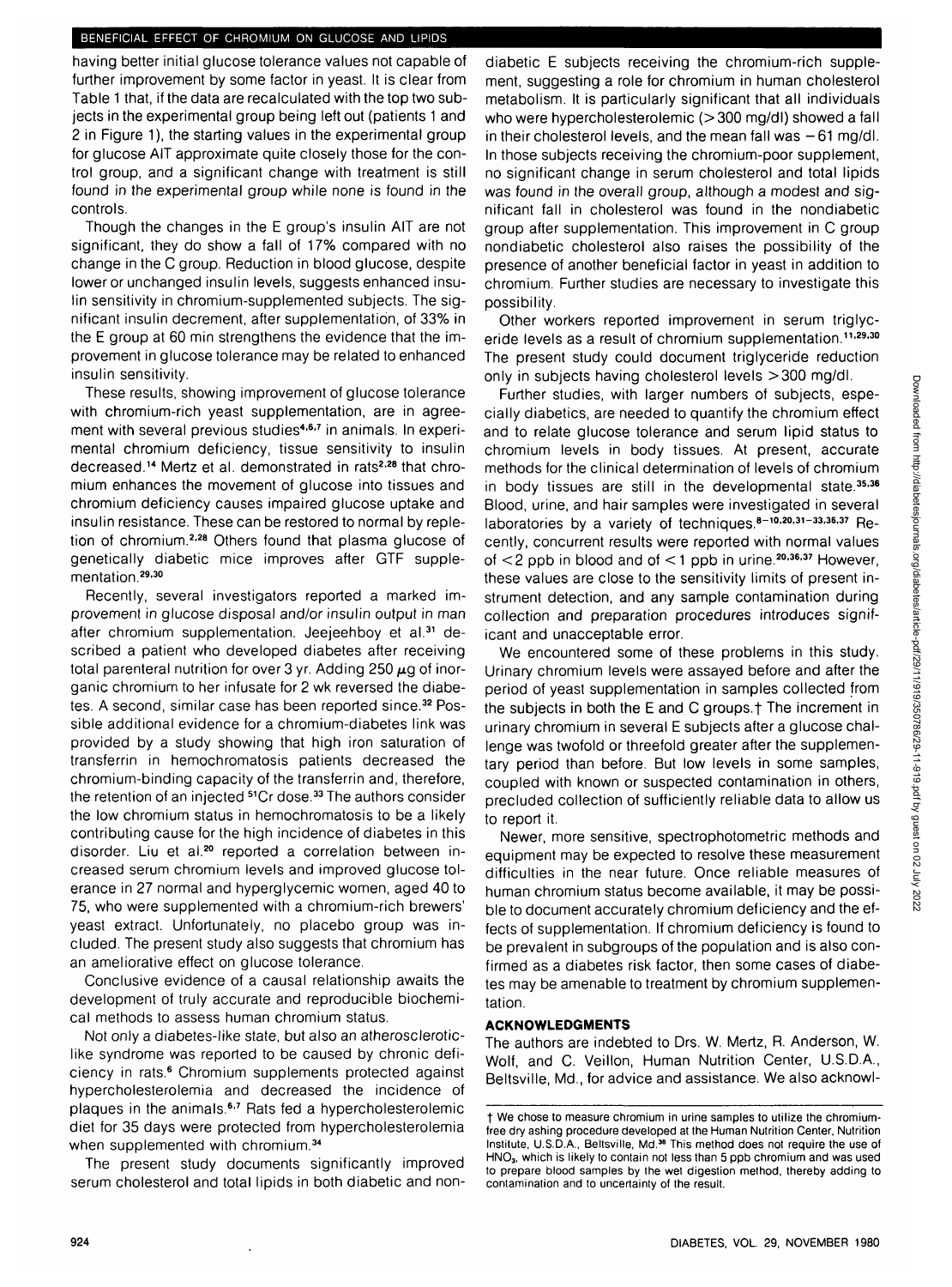having better initial glucose tolerance values not capable of further improvement by some factor in yeast. It is clear from Table 1 that, if the data are recalculated with the top two subjects in the experimental group being left out (patients 1 and 2 in Figure 1), the starting values in the experimental group for glucose AIT approximate quite closely those for the control group, and a significant change with treatment is still found in the experimental group while none is found in the controls.

Though the changes in the E group's insulin AIT are not significant, they do show a fall of 17% compared with no change in the C group. Reduction in blood glucose, despite lower or unchanged insulin levels, suggests enhanced insulin sensitivity in chromium-supplemented subjects. The significant insulin decrement, after supplementation, of 33% in the E group at 60 min strengthens the evidence that the improvement in glucose tolerance may be related to enhanced insulin sensitivity.

These results, showing improvement of glucose tolerance with chromium-rich yeast supplementation, are in agreement with several previous studies[4,6,7] in animals. In experimental chromium deficiency, tissue sensitivity to insulin decreased.[14] Mertz et al. demonstrated in rats[2,28] that chromium enhances the movement of glucose into tissues and chromium deficiency causes impaired glucose uptake and insulin resistance. These can be restored to normal by repletion of chromium.[2,28] Others found that plasma glucose of genetically diabetic mice improves after GTF supplementation.[29,30]

Recently, several investigators reported a marked improvement in glucose disposal and/or insulin output in man after chromium supplementation. Jeejeehboy et al.[31] described a patient who developed diabetes after receiving total parenteral nutrition for over 3 yr. Adding 250 μg of inorganic chromium to her infusate for 2 wk reversed the diabetes. A second, similar case has been reported since.[32] Possible additional evidence for a chromium-diabetes link was provided by a study showing that high iron saturation of transferrin in hemochromatosis patients decreased the chromium-binding capacity of the transferrin and, therefore, the retention of an injected $^{51}Cr$ dose.[33] The authors consider the low chromium status in hemochromatosis to be a likely contributing cause for the high incidence of diabetes in this disorder. Liu et al.[20] reported a correlation between increased serum chromium levels and improved glucose tolerance in 27 normal and hyperglycemic women, aged 40 to 75, who were supplemented with a chromium-rich brewers' yeast extract. Unfortunately, no placebo group was included. The present study also suggests that chromium has an ameliorative effect on glucose tolerance.

Conclusive evidence of a causal relationship awaits the development of truly accurate and reproducible biochemical methods to assess human chromium status.

Not only a diabetes-like state, but also an atherosclerotic-like syndrome was reported to be caused by chronic deficiency in rats.[6] Chromium supplements protected against hypercholesterolemia and decreased the incidence of plaques in the animals.[6,7] Rats fed a hypercholesterolemic diet for 35 days were protected from hypercholesterolemia when supplemented with chromium.[34]

The present study documents significantly improved serum cholesterol and total lipids in both diabetic and nondiabetic E subjects receiving the chromium-rich supplement, suggesting a role for chromium in human cholesterol metabolism. It is particularly significant that all individuals who were hypercholesterolemic (>300 mg/dl) showed a fall in their cholesterol levels, and the mean fall was −61 mg/dl. In those subjects receiving the chromium-poor supplement, no significant change in serum cholesterol and total lipids was found in the overall group, although a modest and significant fall in cholesterol was found in the nondiabetic group after supplementation. This improvement in C group nondiabetic cholesterol also raises the possibility of the presence of another beneficial factor in yeast in addition to chromium. Further studies are necessary to investigate this possibility.

Other workers reported improvement in serum triglyceride levels as a result of chromium supplementation.[11,29,30] The present study could document triglyceride reduction only in subjects having cholesterol levels >300 mg/dl.

Further studies, with larger numbers of subjects, especially diabetics, are needed to quantify the chromium effect and to relate glucose tolerance and serum lipid status to chromium levels in body tissues. At present, accurate methods for the clinical determination of levels of chromium in body tissues are still in the developmental state.[35,36] Blood, urine, and hair samples were investigated in several laboratories by a variety of techniques.[8–10,20,31–33,36,37] Recently, concurrent results were reported with normal values of <2 ppb in blood and of <1 ppb in urine.[20,36,37] However, these values are close to the sensitivity limits of present instrument detection, and any sample contamination during collection and preparation procedures introduces significant and unacceptable error.

We encountered some of these problems in this study. Urinary chromium levels were assayed before and after the period of yeast supplementation in samples collected from the subjects in both the E and C groups.† The increment in urinary chromium in several E subjects after a glucose challenge was twofold or threefold greater after the supplementary period than before. But low levels in some samples, coupled with known or suspected contamination in others, precluded collection of sufficiently reliable data to allow us to report it.

Newer, more sensitive, spectrophotometric methods and equipment may be expected to resolve these measurement difficulties in the near future. Once reliable measures of human chromium status become available, it may be possible to document accurately chromium deficiency and the effects of supplementation. If chromium deficiency is found to be prevalent in subgroups of the population and is also confirmed as a diabetes risk factor, then some cases of diabetes may be amenable to treatment by chromium supplementation.

## ACKNOWLEDGMENTS

The authors are indebted to Drs. W. Mertz, R. Anderson, W. Wolf, and C. Veillon, Human Nutrition Center, U.S.D.A., Beltsville, Md., for advice and assistance. We also acknowl-

† We chose to measure chromium in urine samples to utilize the chromium-free dry ashing procedure developed at the Human Nutrition Center, Nutrition Institute, U.S.D.A., Beltsville, Md.[36] This method does not require the use of $HNO_3$, which is likely to contain not less than 5 ppb chromium and was used to prepare blood samples by the wet digestion method, thereby adding to contamination and to uncertainty of the result.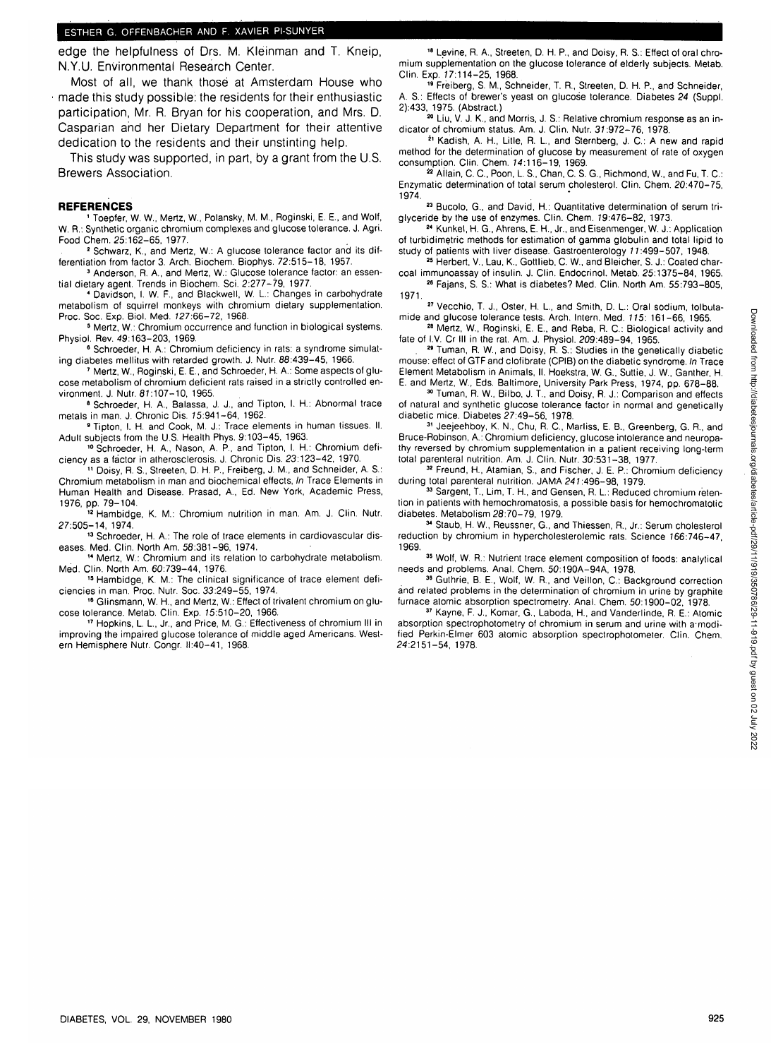edge the helpfulness of Drs. M. Kleinman and T. Kneip, N.Y.U. Environmental Research Center.

Most of all, we thank those at Amsterdam House who made this study possible: the residents for their enthusiastic participation, Mr. R. Bryan for his cooperation, and Mrs. D. Casparian and her Dietary Department for their attentive dedication to the residents and their unstinting help.

This study was supported, in part, by a grant from the U.S. Brewers Association.

## REFERENCES

[1] Toepfer, W. W., Mertz, W., Polansky, M. M., Roginski, E. E., and Wolf, W. R.: Synthetic organic chromium complexes and glucose tolerance. J. Agri. Food Chem. *25*:162–65, 1977.

[2] Schwarz, K., and Mertz, W.: A glucose tolerance factor and its differentiation from factor 3. Arch. Biochem. Biophys. *72*:515–18, 1957.

[3] Anderson, R. A., and Mertz, W.: Glucose tolerance factor: an essential dietary agent. Trends in Biochem. Sci. *2*:277–79, 1977.

[4] Davidson, I. W. F., and Blackwell, W. L.: Changes in carbohydrate metabolism of squirrel monkeys with chromium dietary supplementation. Proc. Soc. Exp. Biol. Med. *127*:66–72, 1968.

[5] Mertz, W.: Chromium occurrence and function in biological systems. Physiol. Rev. *49*:163–203, 1969.

[6] Schroeder, H. A.: Chromium deficiency in rats: a syndrome simulating diabetes mellitus with retarded growth. J. Nutr. *88*:439–45, 1966.

[7] Mertz, W., Roginski, E. E., and Schroeder, H. A.: Some aspects of glucose metabolism of chromium deficient rats raised in a strictly controlled environment. J. Nutr. *81*:107–10, 1965.

[8] Schroeder, H. A., Balassa, J. J., and Tipton, I. H.: Abnormal trace metals in man. J. Chronic Dis. *15*:941–64, 1962.

[9] Tipton, I. H. and Cook, M. J.: Trace elements in human tissues. II. Adult subjects from the U.S. Health Phys. *9*:103–45, 1963.

[10] Schroeder, H. A., Nason, A. P., and Tipton, I. H.: Chromium deficiency as a factor in atherosclerosis. J. Chronic Dis. *23*:123–42, 1970.

[11] Doisy, R. S., Streeten, D. H. P., Freiberg, J. M., and Schneider, A. S.: Chromium metabolism in man and biochemical effects. *In* Trace Elements in Human Health and Disease. Prasad, A., Ed. New York, Academic Press, 1976, pp. 79–104.

[12] Hambidge, K. M.: Chromium nutrition in man. Am. J. Clin. Nutr. *27*:505–14, 1974.

[13] Schroeder, H. A.: The role of trace elements in cardiovascular diseases. Med. Clin. North Am. *58*:381–96, 1974.

[14] Mertz, W.: Chromium and its relation to carbohydrate metabolism. Med. Clin. North Am. *60*:739–44, 1976.

[15] Hambidge, K. M.: The clinical significance of trace element deficiencies in man. Proc. Nutr. Soc. *33*:249–55, 1974.

[16] Glinsmann, W. H., and Mertz, W.: Effect of trivalent chromium on glucose tolerance. Metab. Clin. Exp. *15*:510–20, 1966.

[17] Hopkins, L. L., Jr., and Price, M. G.: Effectiveness of chromium III in improving the impaired glucose tolerance of middle aged Americans. Western Hemisphere Nutr. Congr. II:40–41, 1968.

[18] Levine, R. A., Streeten, D. H. P., and Doisy, R. S.: Effect of oral chromium supplementation on the glucose tolerance of elderly subjects. Metab. Clin. Exp. *17*:114–25, 1968.

[19] Freiberg, S. M., Schneider, T. R., Streeten, D. H. P., and Schneider, A. S.: Effects of brewer's yeast on glucose tolerance. Diabetes *24* (Suppl. 2):433, 1975. (Abstract.)

[20] Liu, V. J. K., and Morris, J. S.: Relative chromium response as an indicator of chromium status. Am. J. Clin. Nutr. *31*:972–76, 1978.

[21] Kadish, A. H., Litle, R. L., and Sternberg, J. C.: A new and rapid method for the determination of glucose by measurement of rate of oxygen consumption. Clin. Chem. *14*:116–19, 1969.

[22] Allain, C. C., Poon, L. S., Chan, C. S. G., Richmond, W., and Fu, T. C.: Enzymatic determination of total serum cholesterol. Clin. Chem. *20*:470–75, 1974.

[23] Bucolo, G., and David, H.: Quantitative determination of serum triglyceride by the use of enzymes. Clin. Chem. *19*:476–82, 1973.

[24] Kunkel, H. G., Ahrens, E. H., Jr., and Eisenmenger, W. J.: Application of turbidimetric methods for estimation of gamma globulin and total lipid to study of patients with liver disease. Gastroenterology *11*:499–507, 1948.

[25] Herbert, V., Lau, K., Gottlieb, C. W., and Bleicher, S. J.: Coated charcoal immunoassay of insulin. J. Clin. Endocrinol. Metab. *25*:1375–84, 1965.

[26] Fajans, S. S.: What is diabetes? Med. Clin. North Am. *55*:793–805, 1971.

[27] Vecchio, T. J., Oster, H. L., and Smith, D. L.: Oral sodium, tolbutamide and glucose tolerance tests. Arch. Intern. Med. *115*: 161–66, 1965.

[28] Mertz, W., Roginski, E. E., and Reba, R. C.: Biological activity and fate of I.V. Cr III in the rat. Am. J. Physiol. *209*:489–94, 1965.

[29] Tuman, R. W., and Doisy, R. S.: Studies in the genetically diabetic mouse: effect of GTF and clofibrate (CPIB) on the diabetic syndrome. *In* Trace Element Metabolism in Animals, II. Hoekstra, W. G., Suttie, J. W., Ganther, H. E. and Mertz, W., Eds. Baltimore, University Park Press, 1974, pp. 678–88.

[30] Tuman, R. W., Bilbo, J. T., and Doisy, R. J.: Comparison and effects of natural and synthetic glucose tolerance factor in normal and genetically diabetic mice. Diabetes *27*:49–56, 1978.

[31] Jeejeebhoy, K. N., Chu, R. C., Marliss, E. B., Greenberg, G. R., and Bruce-Robinson, A.: Chromium deficiency, glucose intolerance and neuropathy reversed by chromium supplementation in a patient receiving long-term total parenteral nutrition. Am. J. Clin. Nutr. *30*:531–38, 1977.

[32] Freund, H., Atamian, S., and Fischer, J. E. P.: Chromium deficiency during total parenteral nutrition. JAMA *241*:496–98, 1979.

[33] Sargent, T., Lim, T. H., and Gensen, R. L.: Reduced chromium retention in patients with hemochromatosis, a possible basis for hemochromatotic diabetes. Metabolism *28*:70–79, 1979.

[34] Staub, H. W., Reussner, G., and Thiessen, R., Jr.: Serum cholesterol reduction by chromium in hypercholesterolemic rats. Science *166*:746–47, 1969.

[35] Wolf, W. R.: Nutrient trace element composition of foods: analytical needs and problems. Anal. Chem. *50*:190A–94A, 1978.

[36] Guthrie, B. E., Wolf, W. R., and Veillon, C.: Background correction and related problems in the determination of chromium in urine by graphite furnace atomic absorption spectrometry. Anal. Chem. *50*:1900–02, 1978.

[37] Kayne, F. J., Komar, G., Laboda, H., and Vanderlinde, R. E.: Atomic absorption spectrophotometry of chromium in serum and urine with a modified Perkin-Elmer 603 atomic absorption spectrophotometer. Clin. Chem. *24*:2151–54, 1978.